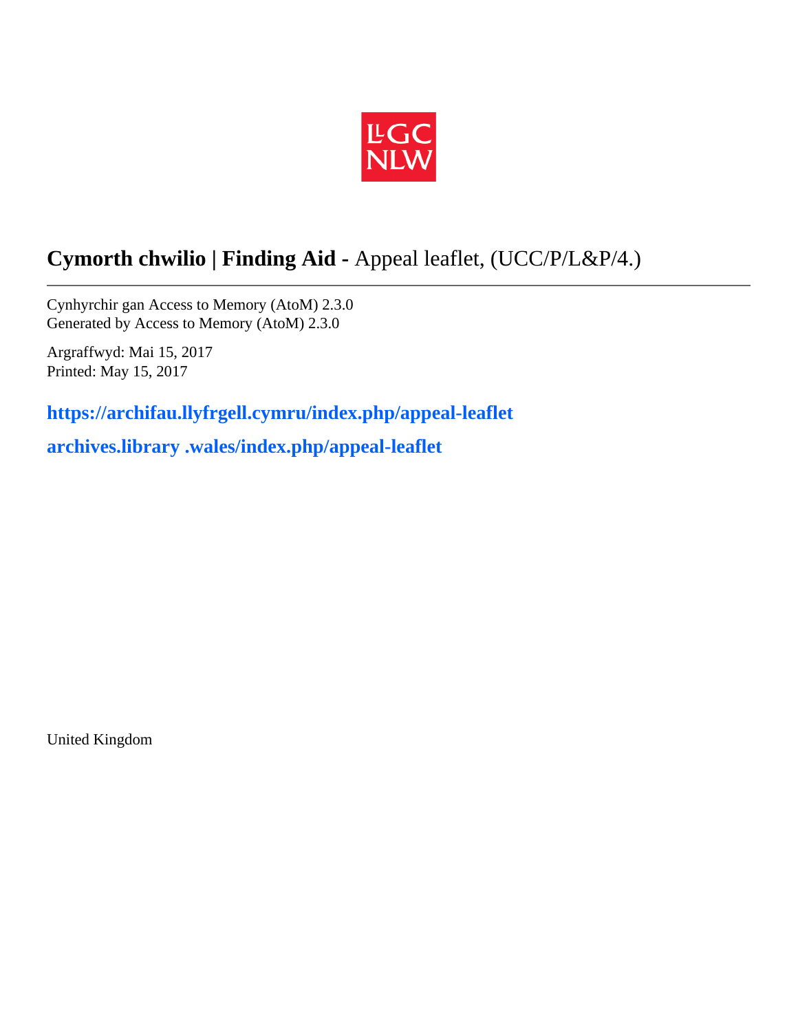# **Cymorth chwilio | Finding Aid -** Appeal leaflet, (UCC/P/L&P/4.)

Cynhyrchir gan Access to Memory (AtoM) 2.3.0
Generated by Access to Memory (AtoM) 2.3.0

Argraffwyd: Mai 15, 2017
Printed: May 15, 2017

**https://archifau.llyfrgell.cymru/index.php/appeal-leaflet**

**archives.library .wales/index.php/appeal-leaflet**

United Kingdom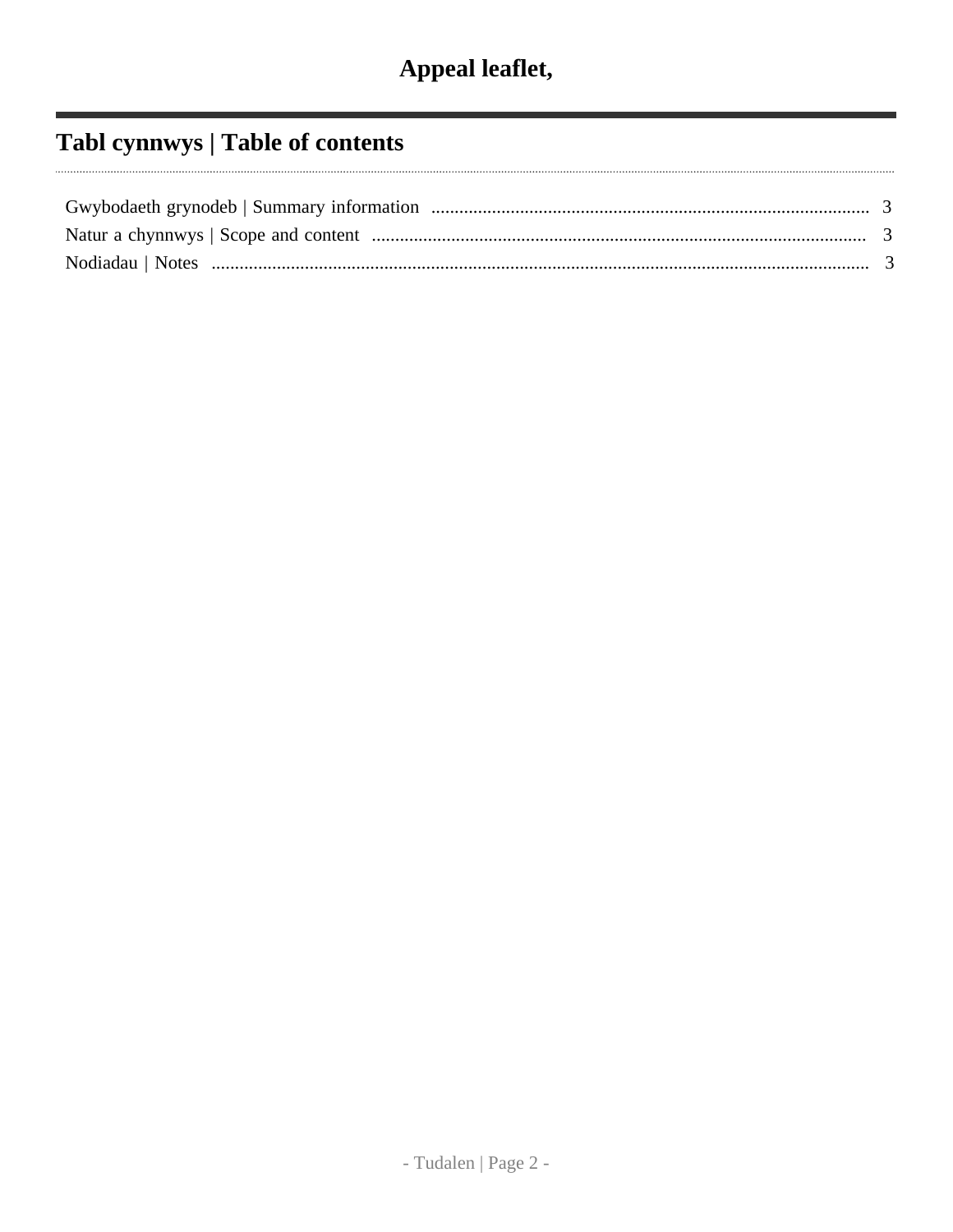# Appeal leaflet,

## Tabl cynnwys | Table of contents

Gwybodaeth grynodeb | Summary information ..... 3
Natur a chynnwys | Scope and content ..... 3
Nodiadau | Notes ..... 3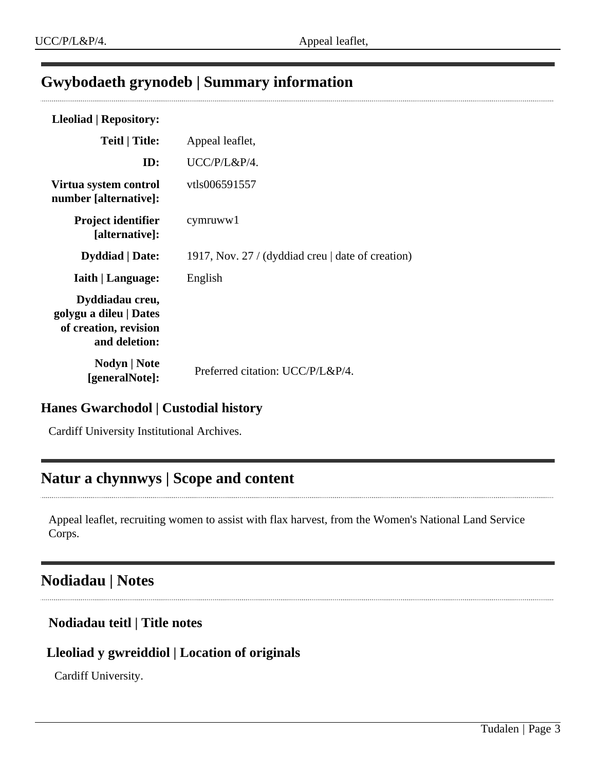## Gwybodaeth grynodeb | Summary information

| | |
|---|---|
| **Lleoliad \| Repository:** | |
| **Teitl \| Title:** | Appeal leaflet, |
| **ID:** | UCC/P/L&P/4. |
| **Virtua system control number [alternative]:** | vtls006591557 |
| **Project identifier [alternative]:** | cymruww1 |
| **Dyddiad \| Date:** | 1917, Nov. 27 / (dyddiad creu \| date of creation) |
| **Iaith \| Language:** | English |
| **Dyddiadau creu, golygu a dileu \| Dates of creation, revision and deletion:** | |
| **Nodyn \| Note [generalNote]:** | Preferred citation: UCC/P/L&P/4. |

### Hanes Gwarchodol | Custodial history

Cardiff University Institutional Archives.

## Natur a chynnwys | Scope and content

Appeal leaflet, recruiting women to assist with flax harvest, from the Women's National Land Service Corps.

## Nodiadau | Notes

### Nodiadau teitl | Title notes

### Lleoliad y gwreiddiol | Location of originals

Cardiff University.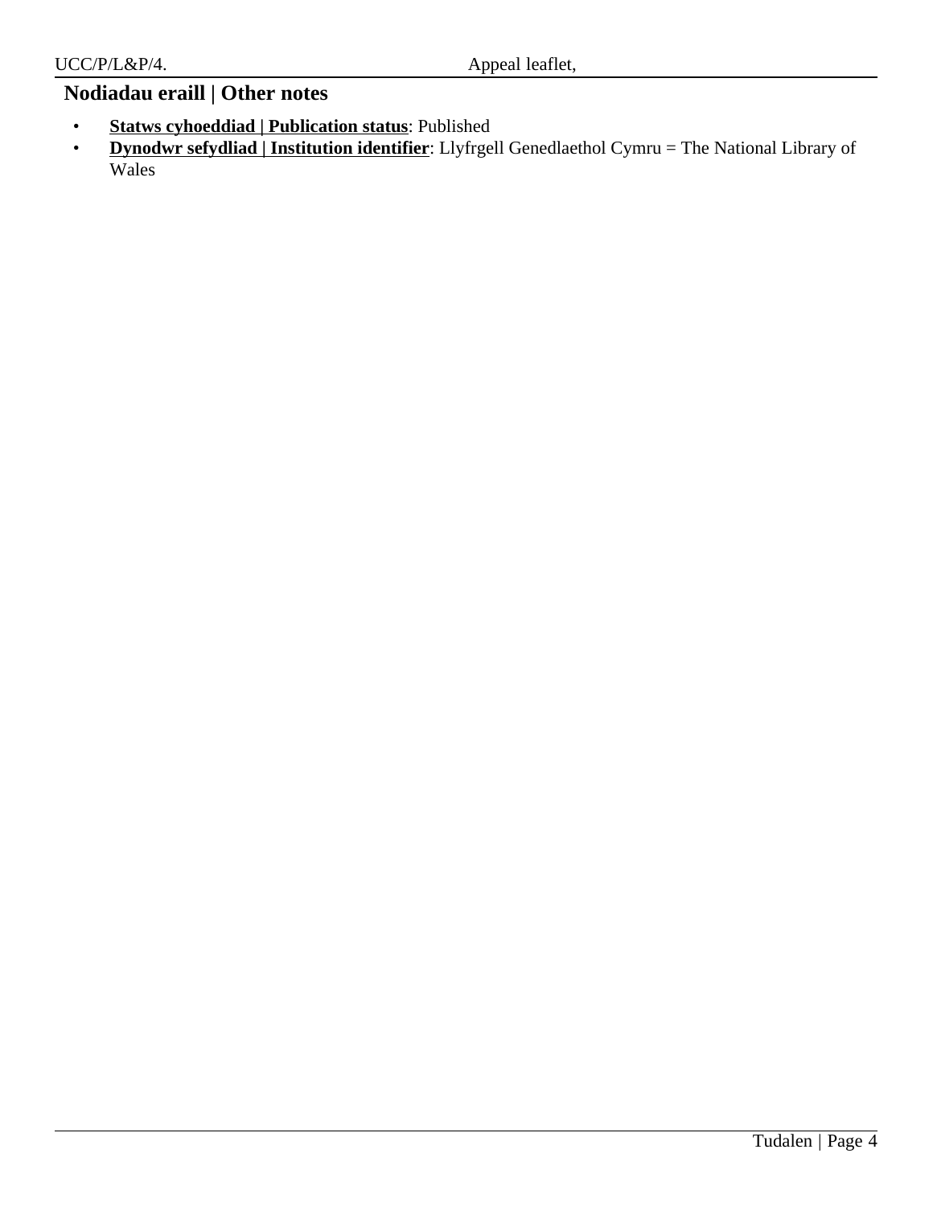## Nodiadau eraill | Other notes

- **Statws cyhoeddiad | Publication status**: Published
- **Dynodwr sefydliad | Institution identifier**: Llyfrgell Genedlaethol Cymru = The National Library of Wales